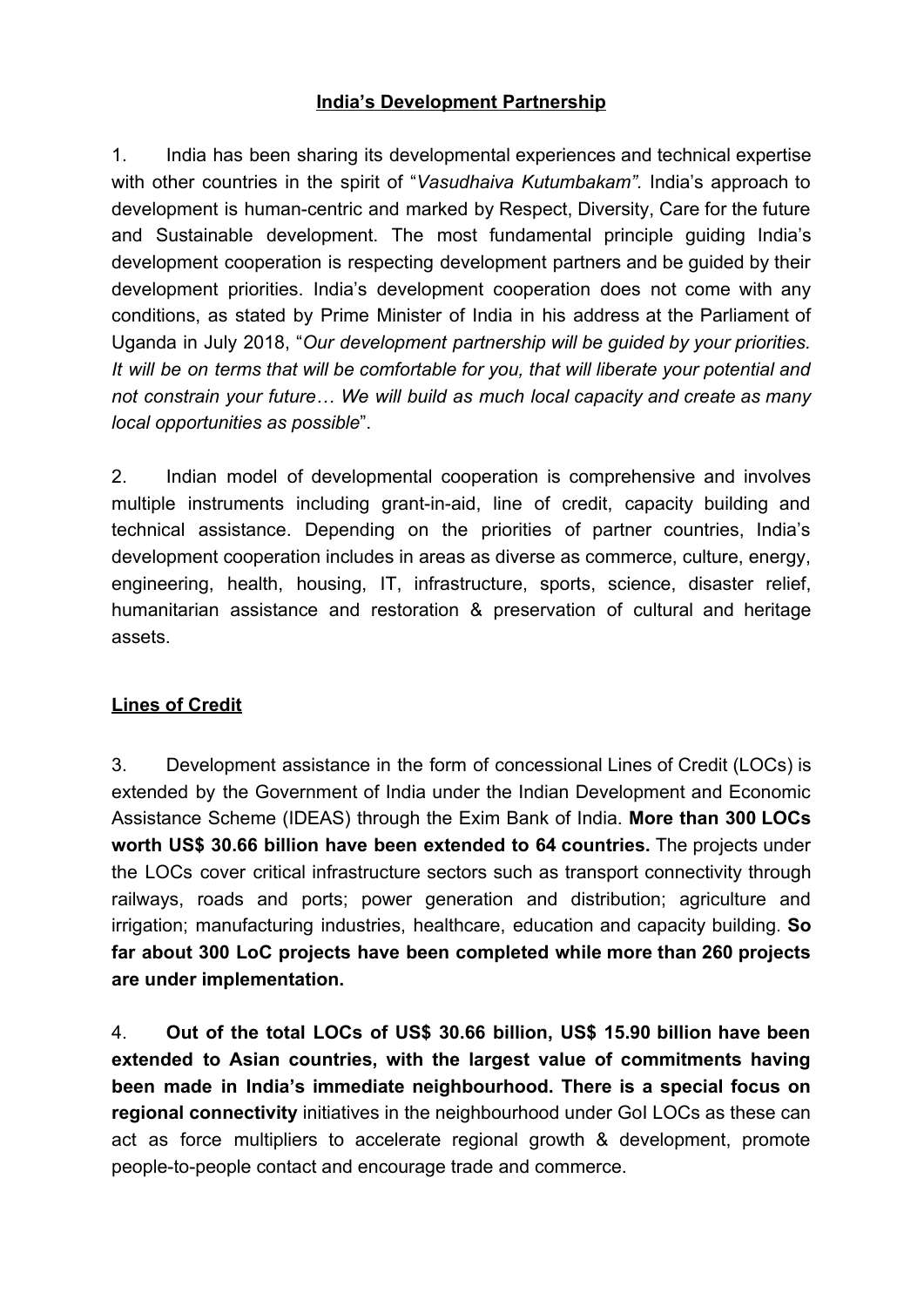## India's Development Partnership

1. India has been sharing its developmental experiences and technical expertise with other countries in the spirit of "*Vasudhaiva Kutumbakam".* India's approach to development is human-centric and marked by Respect, Diversity, Care for the future and Sustainable development. The most fundamental principle guiding India's development cooperation is respecting development partners and be guided by their development priorities. India's development cooperation does not come with any conditions, as stated by Prime Minister of India in his address at the Parliament of Uganda in July 2018, "*Our development partnership will be guided by your priorities. It will be on terms that will be comfortable for you, that will liberate your potential and not constrain your future… We will build as much local capacity and create as many local opportunities as possible*".

2. Indian model of developmental cooperation is comprehensive and involves multiple instruments including grant-in-aid, line of credit, capacity building and technical assistance. Depending on the priorities of partner countries, India's development cooperation includes in areas as diverse as commerce, culture, energy, engineering, health, housing, IT, infrastructure, sports, science, disaster relief, humanitarian assistance and restoration & preservation of cultural and heritage assets.

### Lines of Credit

3. Development assistance in the form of concessional Lines of Credit (LOCs) is extended by the Government of India under the Indian Development and Economic Assistance Scheme (IDEAS) through the Exim Bank of India. **More than 300 LOCs worth US$ 30.66 billion have been extended to 64 countries.** The projects under the LOCs cover critical infrastructure sectors such as transport connectivity through railways, roads and ports; power generation and distribution; agriculture and irrigation; manufacturing industries, healthcare, education and capacity building. **So far about 300 LoC projects have been completed while more than 260 projects are under implementation.**

4. **Out of the total LOCs of US$ 30.66 billion, US$ 15.90 billion have been extended to Asian countries, with the largest value of commitments having been made in India's immediate neighbourhood. There is a special focus on regional connectivity** initiatives in the neighbourhood under GoI LOCs as these can act as force multipliers to accelerate regional growth & development, promote people-to-people contact and encourage trade and commerce.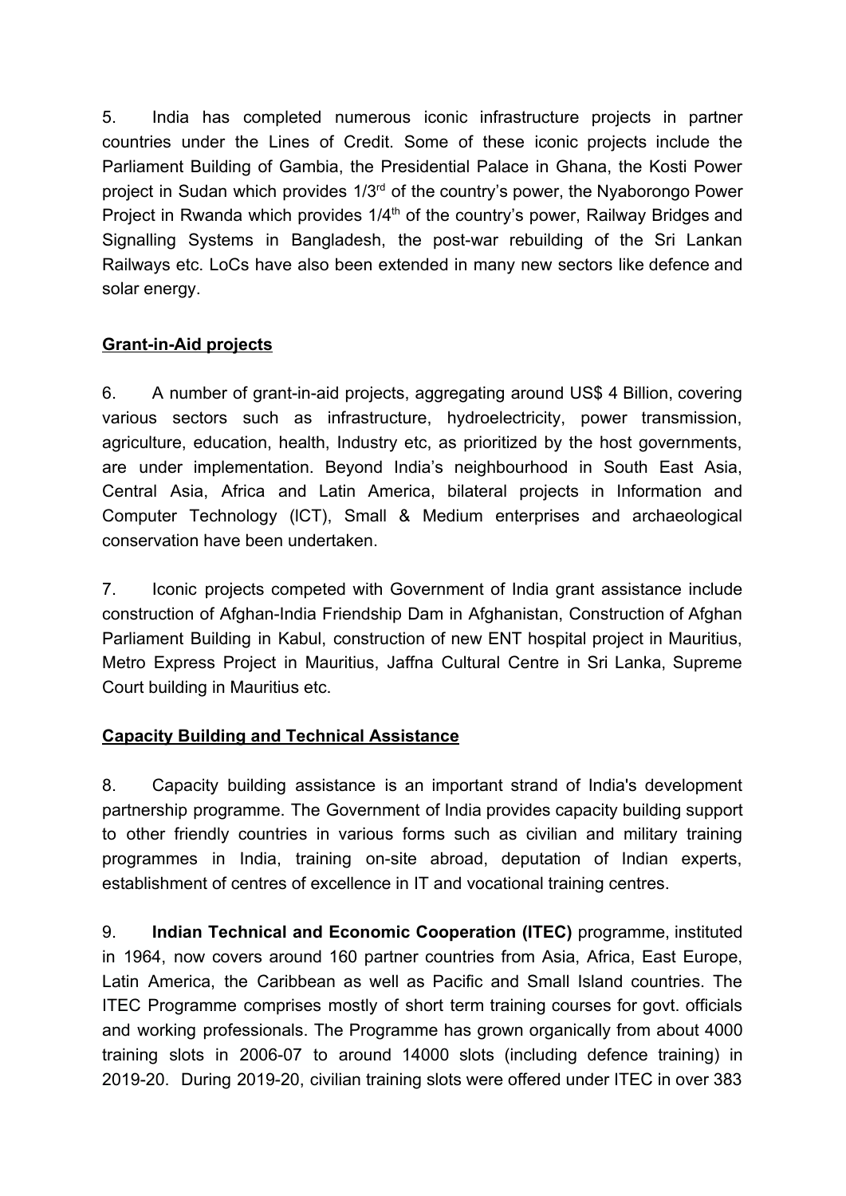5. India has completed numerous iconic infrastructure projects in partner countries under the Lines of Credit. Some of these iconic projects include the Parliament Building of Gambia, the Presidential Palace in Ghana, the Kosti Power project in Sudan which provides 1/3rd of the country's power, the Nyaborongo Power Project in Rwanda which provides 1/4th of the country's power, Railway Bridges and Signalling Systems in Bangladesh, the post-war rebuilding of the Sri Lankan Railways etc. LoCs have also been extended in many new sectors like defence and solar energy.

**Grant-in-Aid projects**

6. A number of grant-in-aid projects, aggregating around US$ 4 Billion, covering various sectors such as infrastructure, hydroelectricity, power transmission, agriculture, education, health, Industry etc, as prioritized by the host governments, are under implementation. Beyond India's neighbourhood in South East Asia, Central Asia, Africa and Latin America, bilateral projects in Information and Computer Technology (ICT), Small & Medium enterprises and archaeological conservation have been undertaken.

7. Iconic projects competed with Government of India grant assistance include construction of Afghan-India Friendship Dam in Afghanistan, Construction of Afghan Parliament Building in Kabul, construction of new ENT hospital project in Mauritius, Metro Express Project in Mauritius, Jaffna Cultural Centre in Sri Lanka, Supreme Court building in Mauritius etc.

**Capacity Building and Technical Assistance**

8. Capacity building assistance is an important strand of India's development partnership programme. The Government of India provides capacity building support to other friendly countries in various forms such as civilian and military training programmes in India, training on-site abroad, deputation of Indian experts, establishment of centres of excellence in IT and vocational training centres.

9. **Indian Technical and Economic Cooperation (ITEC)** programme, instituted in 1964, now covers around 160 partner countries from Asia, Africa, East Europe, Latin America, the Caribbean as well as Pacific and Small Island countries. The ITEC Programme comprises mostly of short term training courses for govt. officials and working professionals. The Programme has grown organically from about 4000 training slots in 2006-07 to around 14000 slots (including defence training) in 2019-20. During 2019-20, civilian training slots were offered under ITEC in over 383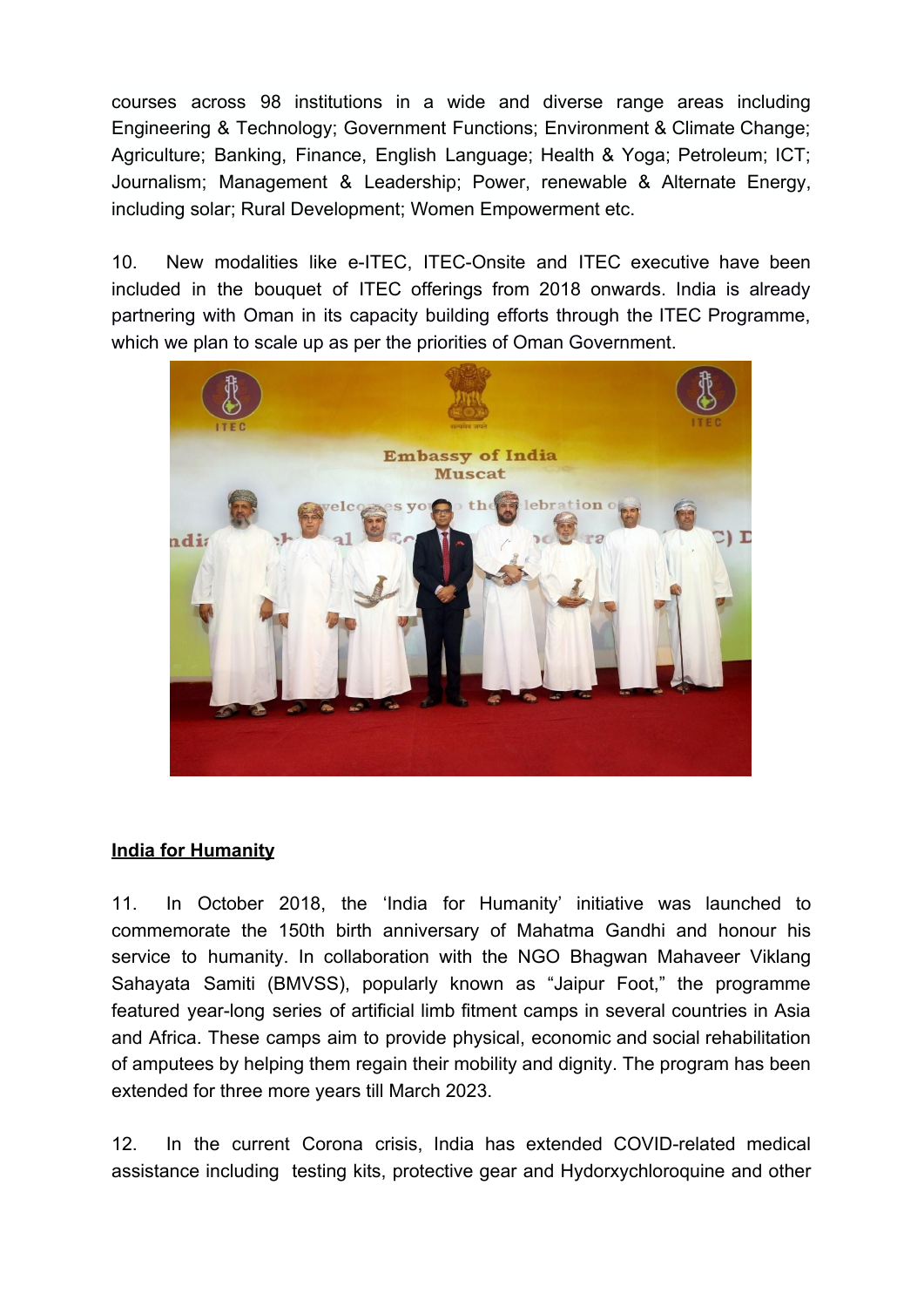courses across 98 institutions in a wide and diverse range areas including Engineering & Technology; Government Functions; Environment & Climate Change; Agriculture; Banking, Finance, English Language; Health & Yoga; Petroleum; ICT; Journalism; Management & Leadership; Power, renewable & Alternate Energy, including solar; Rural Development; Women Empowerment etc.

10. New modalities like e-ITEC, ITEC-Onsite and ITEC executive have been included in the bouquet of ITEC offerings from 2018 onwards. India is already partnering with Oman in its capacity building efforts through the ITEC Programme, which we plan to scale up as per the priorities of Oman Government.

## India for Humanity

11. In October 2018, the 'India for Humanity' initiative was launched to commemorate the 150th birth anniversary of Mahatma Gandhi and honour his service to humanity. In collaboration with the NGO Bhagwan Mahaveer Viklang Sahayata Samiti (BMVSS), popularly known as "Jaipur Foot," the programme featured year-long series of artificial limb fitment camps in several countries in Asia and Africa. These camps aim to provide physical, economic and social rehabilitation of amputees by helping them regain their mobility and dignity. The program has been extended for three more years till March 2023.

12. In the current Corona crisis, India has extended COVID-related medical assistance including testing kits, protective gear and Hydorxychloroquine and other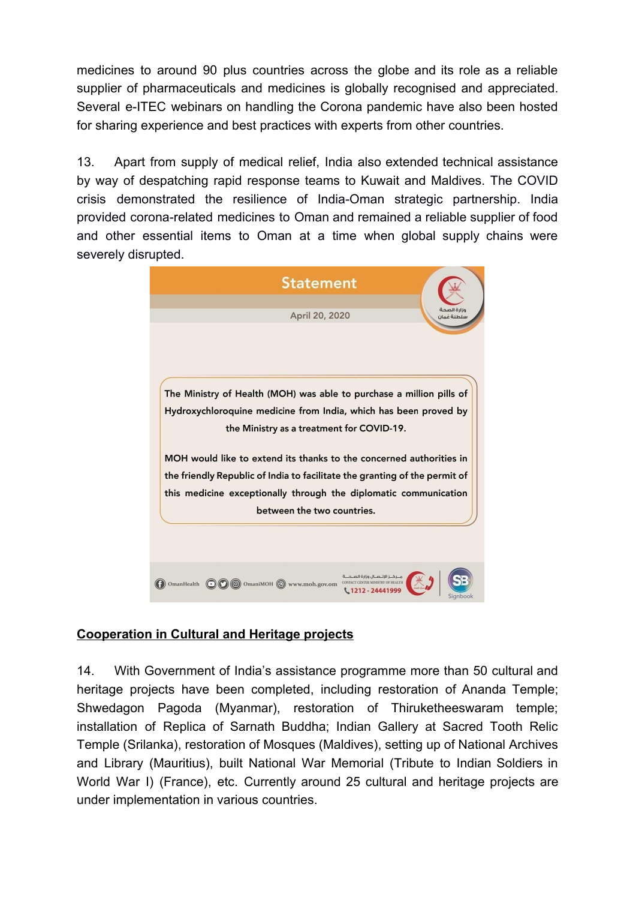medicines to around 90 plus countries across the globe and its role as a reliable supplier of pharmaceuticals and medicines is globally recognised and appreciated. Several e-ITEC webinars on handling the Corona pandemic have also been hosted for sharing experience and best practices with experts from other countries.

13. Apart from supply of medical relief, India also extended technical assistance by way of despatching rapid response teams to Kuwait and Maldives. The COVID crisis demonstrated the resilience of India-Oman strategic partnership. India provided corona-related medicines to Oman and remained a reliable supplier of food and other essential items to Oman at a time when global supply chains were severely disrupted.

> **Statement**
>
> April 20, 2020
>
> وزارة الصحة
> سلطنة عُمان
>
> The Ministry of Health (MOH) was able to purchase a million pills of Hydroxychloroquine medicine from India, which has been proved by the Ministry as a treatment for COVID-19.
>
> MOH would like to extend its thanks to the concerned authorities in the friendly Republic of India to facilitate the granting of the permit of this medicine exceptionally through the diplomatic communication between the two countries.
>
> OmanHealth OmaniMOH www.moh.gov.om
> مركز الاتصال وزارة الصحة CONTACT CENTER MINISTRY OF HEALTH 1212 - 24441999
> Signbook

## Cooperation in Cultural and Heritage projects

14. With Government of India's assistance programme more than 50 cultural and heritage projects have been completed, including restoration of Ananda Temple; Shwedagon Pagoda (Myanmar), restoration of Thiruketheeswaram temple; installation of Replica of Sarnath Buddha; Indian Gallery at Sacred Tooth Relic Temple (Srilanka), restoration of Mosques (Maldives), setting up of National Archives and Library (Mauritius), built National War Memorial (Tribute to Indian Soldiers in World War I) (France), etc. Currently around 25 cultural and heritage projects are under implementation in various countries.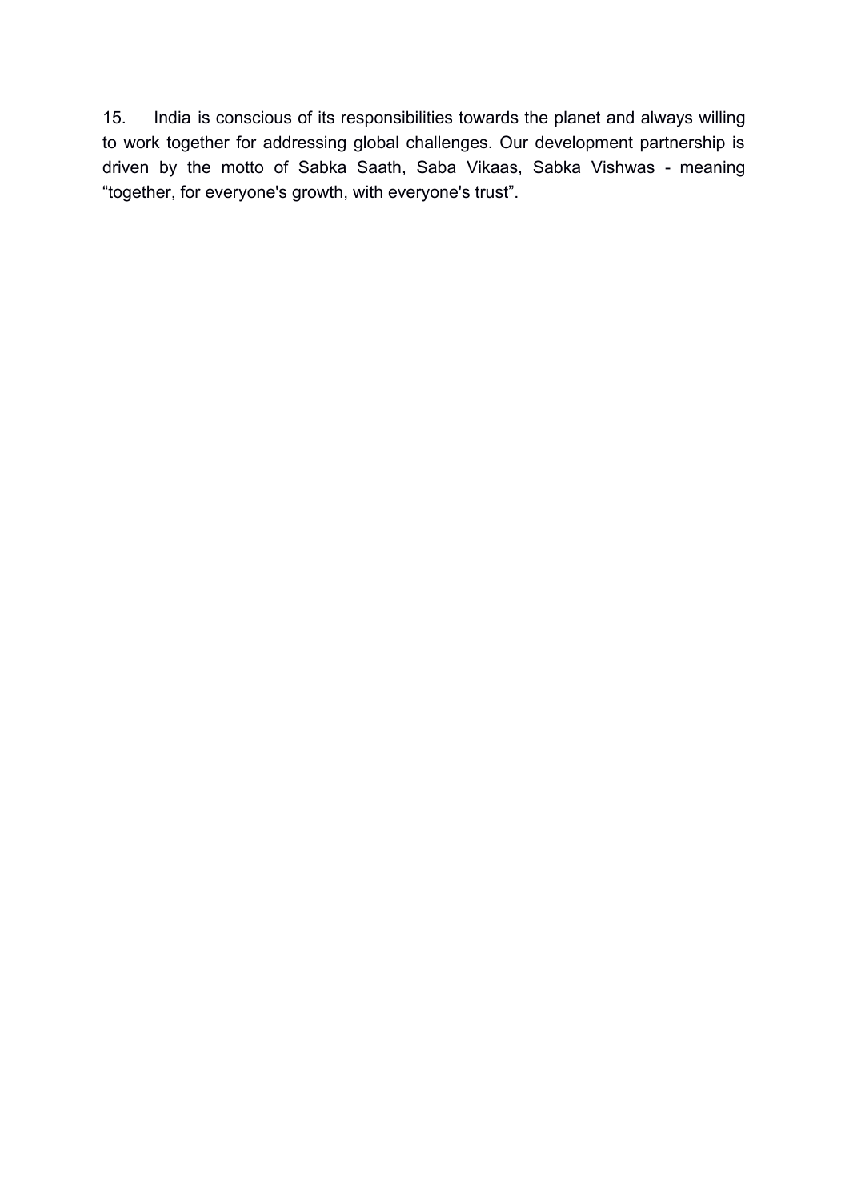15. India is conscious of its responsibilities towards the planet and always willing to work together for addressing global challenges. Our development partnership is driven by the motto of Sabka Saath, Saba Vikaas, Sabka Vishwas - meaning “together, for everyone's growth, with everyone's trust”.